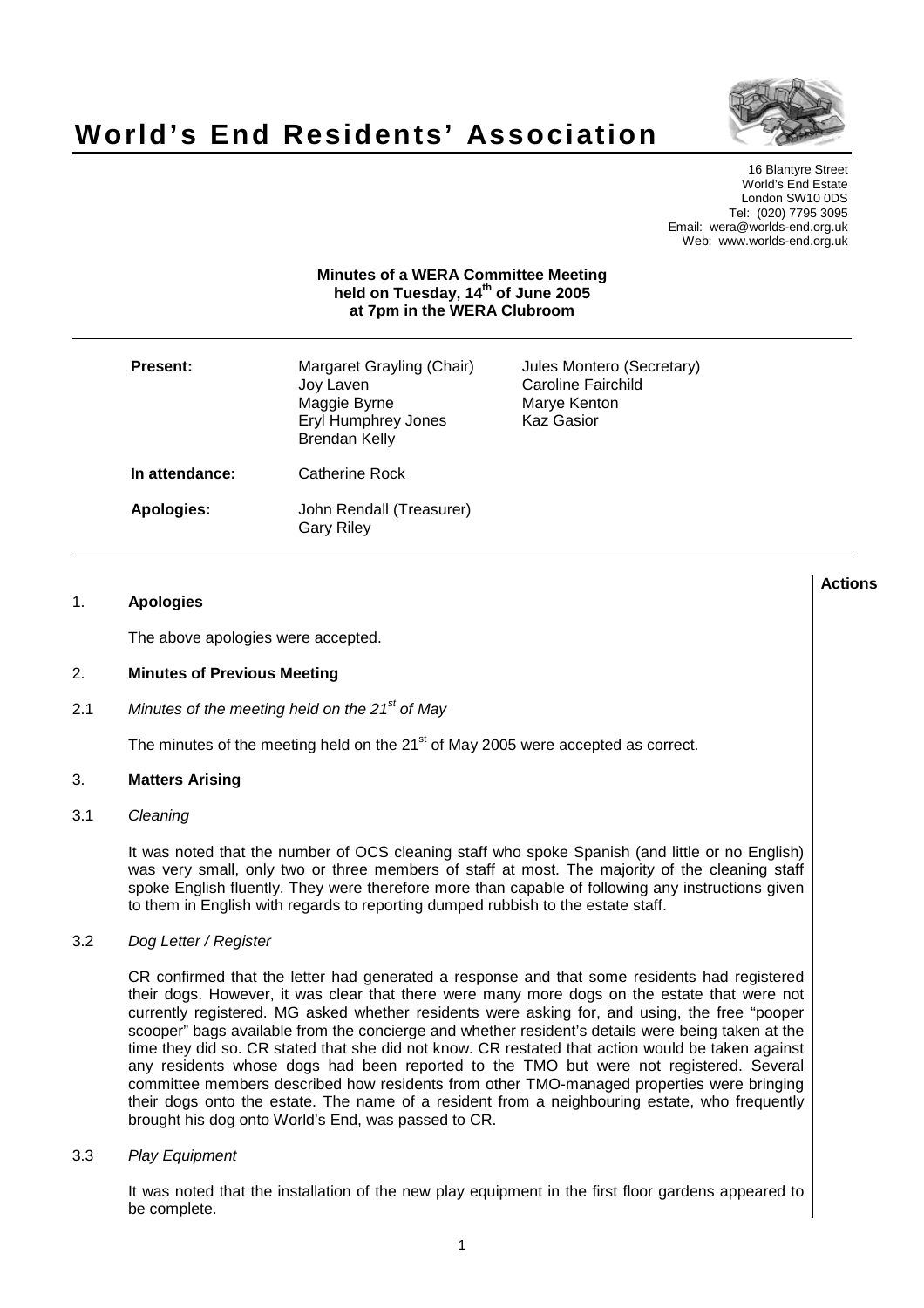# World's End Residents' Association

16 Blantyre Street
World's End Estate
London SW10 0DS
Tel: (020) 7795 3095
Email: wera@worlds-end.org.uk
Web: www.worlds-end.org.uk

**Minutes of a WERA Committee Meeting**
**held on Tuesday, 14th of June 2005**
**at 7pm in the WERA Clubroom**

| | | |
|---|---|---|
| **Present:** | Margaret Grayling (Chair)<br>Joy Laven<br>Maggie Byrne<br>Eryl Humphrey Jones<br>Brendan Kelly | Jules Montero (Secretary)<br>Caroline Fairchild<br>Marye Kenton<br>Kaz Gasior |
| **In attendance:** | Catherine Rock | |
| **Apologies:** | John Rendall (Treasurer)<br>Gary Riley | |

**Actions**

## 1. Apologies

The above apologies were accepted.

## 2. Minutes of Previous Meeting

### 2.1 *Minutes of the meeting held on the 21st of May*

The minutes of the meeting held on the 21st of May 2005 were accepted as correct.

## 3. Matters Arising

### 3.1 *Cleaning*

It was noted that the number of OCS cleaning staff who spoke Spanish (and little or no English) was very small, only two or three members of staff at most. The majority of the cleaning staff spoke English fluently. They were therefore more than capable of following any instructions given to them in English with regards to reporting dumped rubbish to the estate staff.

### 3.2 *Dog Letter / Register*

CR confirmed that the letter had generated a response and that some residents had registered their dogs. However, it was clear that there were many more dogs on the estate that were not currently registered. MG asked whether residents were asking for, and using, the free "pooper scooper" bags available from the concierge and whether resident's details were being taken at the time they did so. CR stated that she did not know. CR restated that action would be taken against any residents whose dogs had been reported to the TMO but were not registered. Several committee members described how residents from other TMO-managed properties were bringing their dogs onto the estate. The name of a resident from a neighbouring estate, who frequently brought his dog onto World's End, was passed to CR.

### 3.3 *Play Equipment*

It was noted that the installation of the new play equipment in the first floor gardens appeared to be complete.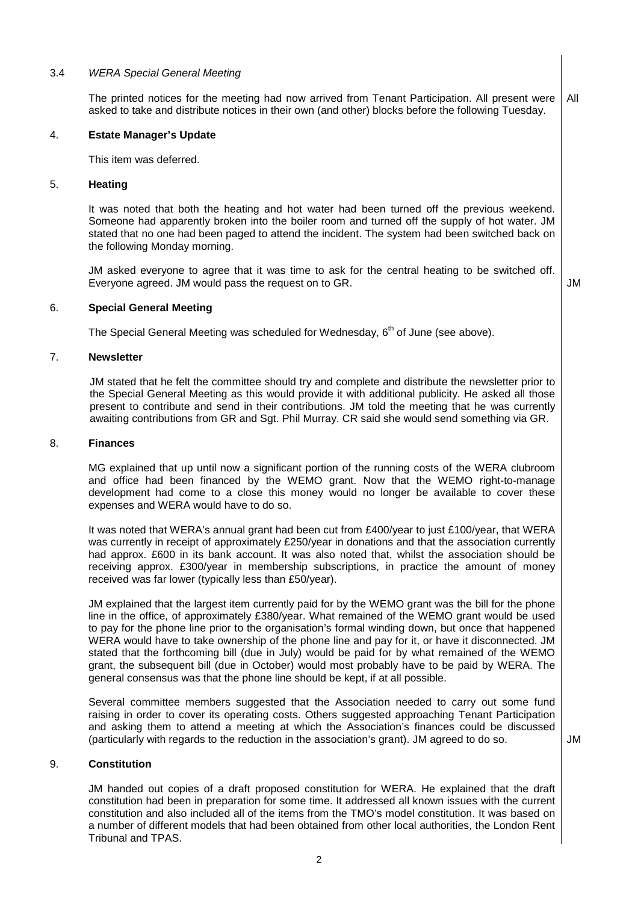### 3.4 *WERA Special General Meeting*

The printed notices for the meeting had now arrived from Tenant Participation. All present were asked to take and distribute notices in their own (and other) blocks before the following Tuesday. **All**

## 4. Estate Manager's Update

This item was deferred.

## 5. Heating

It was noted that both the heating and hot water had been turned off the previous weekend. Someone had apparently broken into the boiler room and turned off the supply of hot water. JM stated that no one had been paged to attend the incident. The system had been switched back on the following Monday morning.

JM asked everyone to agree that it was time to ask for the central heating to be switched off. Everyone agreed. JM would pass the request on to GR. **JM**

## 6. Special General Meeting

The Special General Meeting was scheduled for Wednesday, 6th of June (see above).

## 7. Newsletter

JM stated that he felt the committee should try and complete and distribute the newsletter prior to the Special General Meeting as this would provide it with additional publicity. He asked all those present to contribute and send in their contributions. JM told the meeting that he was currently awaiting contributions from GR and Sgt. Phil Murray. CR said she would send something via GR.

## 8. Finances

MG explained that up until now a significant portion of the running costs of the WERA clubroom and office had been financed by the WEMO grant. Now that the WEMO right-to-manage development had come to a close this money would no longer be available to cover these expenses and WERA would have to do so.

It was noted that WERA's annual grant had been cut from £400/year to just £100/year, that WERA was currently in receipt of approximately £250/year in donations and that the association currently had approx. £600 in its bank account. It was also noted that, whilst the association should be receiving approx. £300/year in membership subscriptions, in practice the amount of money received was far lower (typically less than £50/year).

JM explained that the largest item currently paid for by the WEMO grant was the bill for the phone line in the office, of approximately £380/year. What remained of the WEMO grant would be used to pay for the phone line prior to the organisation's formal winding down, but once that happened WERA would have to take ownership of the phone line and pay for it, or have it disconnected. JM stated that the forthcoming bill (due in July) would be paid for by what remained of the WEMO grant, the subsequent bill (due in October) would most probably have to be paid by WERA. The general consensus was that the phone line should be kept, if at all possible.

Several committee members suggested that the Association needed to carry out some fund raising in order to cover its operating costs. Others suggested approaching Tenant Participation and asking them to attend a meeting at which the Association's finances could be discussed (particularly with regards to the reduction in the association's grant). JM agreed to do so. **JM**

## 9. Constitution

JM handed out copies of a draft proposed constitution for WERA. He explained that the draft constitution had been in preparation for some time. It addressed all known issues with the current constitution and also included all of the items from the TMO's model constitution. It was based on a number of different models that had been obtained from other local authorities, the London Rent Tribunal and TPAS.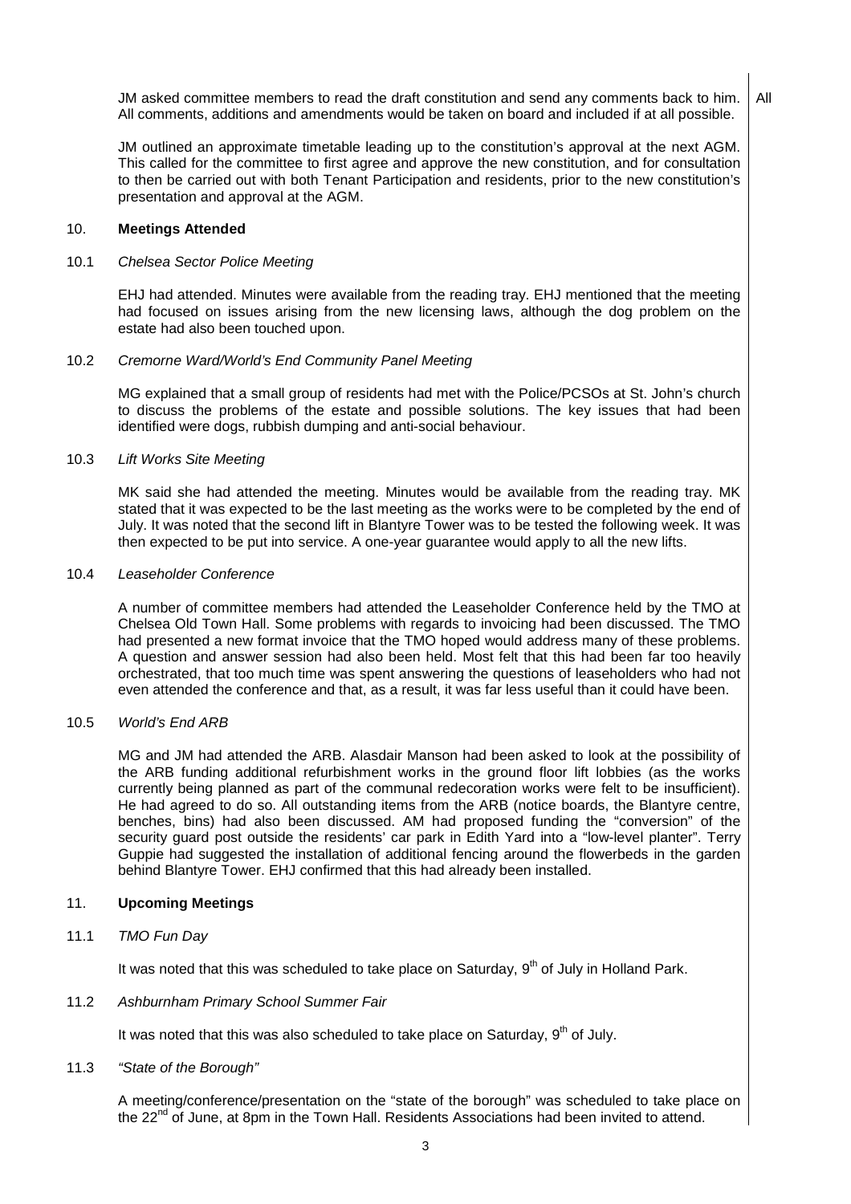JM asked committee members to read the draft constitution and send any comments back to him. All comments, additions and amendments would be taken on board and included if at all possible. All

JM outlined an approximate timetable leading up to the constitution's approval at the next AGM. This called for the committee to first agree and approve the new constitution, and for consultation to then be carried out with both Tenant Participation and residents, prior to the new constitution's presentation and approval at the AGM.

## 10. **Meetings Attended**

### 10.1 *Chelsea Sector Police Meeting*

EHJ had attended. Minutes were available from the reading tray. EHJ mentioned that the meeting had focused on issues arising from the new licensing laws, although the dog problem on the estate had also been touched upon.

### 10.2 *Cremorne Ward/World's End Community Panel Meeting*

MG explained that a small group of residents had met with the Police/PCSOs at St. John's church to discuss the problems of the estate and possible solutions. The key issues that had been identified were dogs, rubbish dumping and anti-social behaviour.

### 10.3 *Lift Works Site Meeting*

MK said she had attended the meeting. Minutes would be available from the reading tray. MK stated that it was expected to be the last meeting as the works were to be completed by the end of July. It was noted that the second lift in Blantyre Tower was to be tested the following week. It was then expected to be put into service. A one-year guarantee would apply to all the new lifts.

### 10.4 *Leaseholder Conference*

A number of committee members had attended the Leaseholder Conference held by the TMO at Chelsea Old Town Hall. Some problems with regards to invoicing had been discussed. The TMO had presented a new format invoice that the TMO hoped would address many of these problems. A question and answer session had also been held. Most felt that this had been far too heavily orchestrated, that too much time was spent answering the questions of leaseholders who had not even attended the conference and that, as a result, it was far less useful than it could have been.

### 10.5 *World's End ARB*

MG and JM had attended the ARB. Alasdair Manson had been asked to look at the possibility of the ARB funding additional refurbishment works in the ground floor lift lobbies (as the works currently being planned as part of the communal redecoration works were felt to be insufficient). He had agreed to do so. All outstanding items from the ARB (notice boards, the Blantyre centre, benches, bins) had also been discussed. AM had proposed funding the "conversion" of the security guard post outside the residents' car park in Edith Yard into a "low-level planter". Terry Guppie had suggested the installation of additional fencing around the flowerbeds in the garden behind Blantyre Tower. EHJ confirmed that this had already been installed.

## 11. **Upcoming Meetings**

### 11.1 *TMO Fun Day*

It was noted that this was scheduled to take place on Saturday, 9th of July in Holland Park.

### 11.2 *Ashburnham Primary School Summer Fair*

It was noted that this was also scheduled to take place on Saturday, 9th of July.

### 11.3 *"State of the Borough"*

A meeting/conference/presentation on the "state of the borough" was scheduled to take place on the 22nd of June, at 8pm in the Town Hall. Residents Associations had been invited to attend.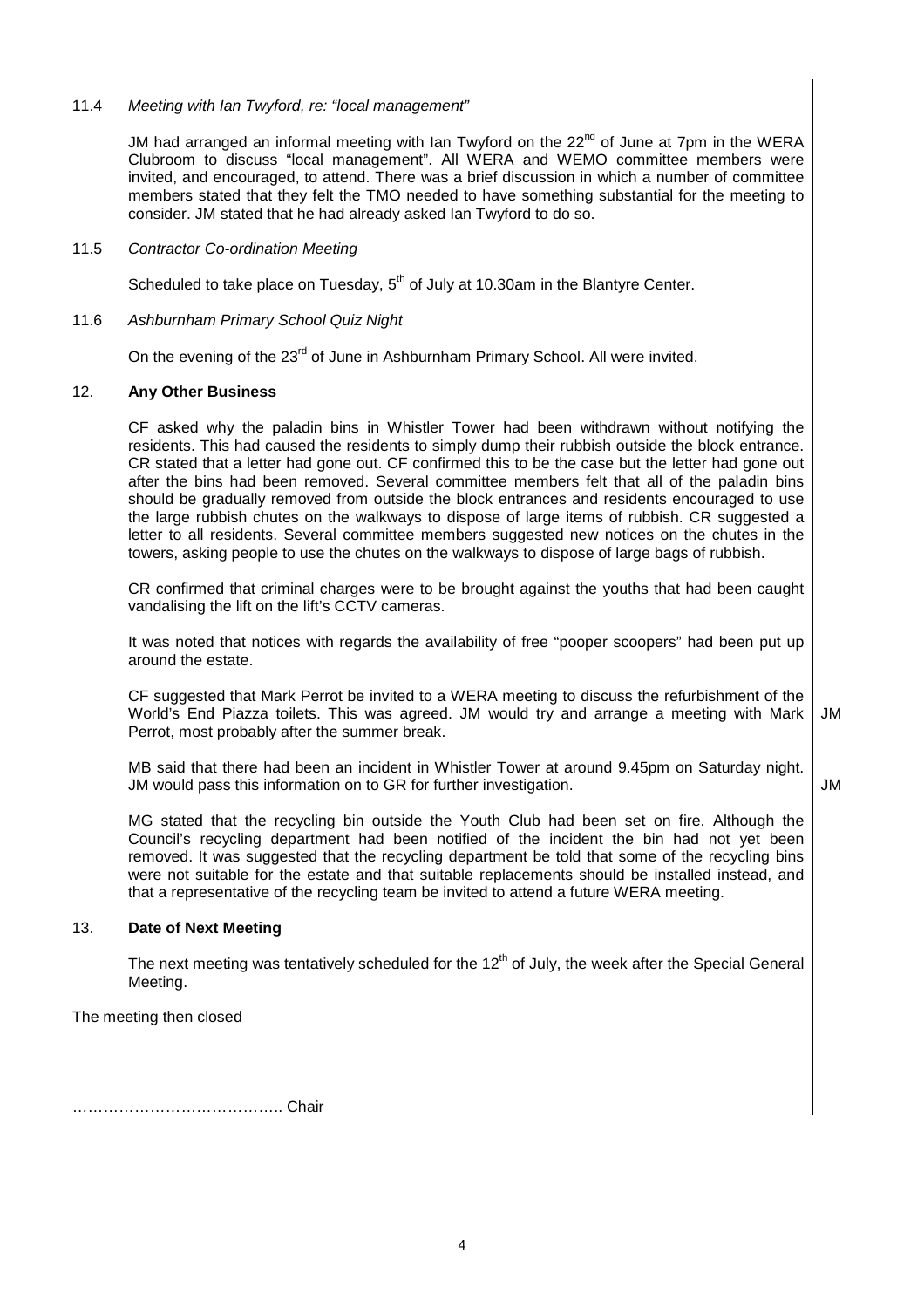11.4 *Meeting with Ian Twyford, re: "local management"*

JM had arranged an informal meeting with Ian Twyford on the 22nd of June at 7pm in the WERA Clubroom to discuss "local management". All WERA and WEMO committee members were invited, and encouraged, to attend. There was a brief discussion in which a number of committee members stated that they felt the TMO needed to have something substantial for the meeting to consider. JM stated that he had already asked Ian Twyford to do so.

11.5 *Contractor Co-ordination Meeting*

Scheduled to take place on Tuesday, 5th of July at 10.30am in the Blantyre Center.

11.6 *Ashburnham Primary School Quiz Night*

On the evening of the 23rd of June in Ashburnham Primary School. All were invited.

## 12. Any Other Business

CF asked why the paladin bins in Whistler Tower had been withdrawn without notifying the residents. This had caused the residents to simply dump their rubbish outside the block entrance. CR stated that a letter had gone out. CF confirmed this to be the case but the letter had gone out after the bins had been removed. Several committee members felt that all of the paladin bins should be gradually removed from outside the block entrances and residents encouraged to use the large rubbish chutes on the walkways to dispose of large items of rubbish. CR suggested a letter to all residents. Several committee members suggested new notices on the chutes in the towers, asking people to use the chutes on the walkways to dispose of large bags of rubbish.

CR confirmed that criminal charges were to be brought against the youths that had been caught vandalising the lift on the lift's CCTV cameras.

It was noted that notices with regards the availability of free "pooper scoopers" had been put up around the estate.

CF suggested that Mark Perrot be invited to a WERA meeting to discuss the refurbishment of the World's End Piazza toilets. This was agreed. JM would try and arrange a meeting with Mark Perrot, most probably after the summer break. — **JM**

MB said that there had been an incident in Whistler Tower at around 9.45pm on Saturday night. JM would pass this information on to GR for further investigation. — **JM**

MG stated that the recycling bin outside the Youth Club had been set on fire. Although the Council's recycling department had been notified of the incident the bin had not yet been removed. It was suggested that the recycling department be told that some of the recycling bins were not suitable for the estate and that suitable replacements should be installed instead, and that a representative of the recycling team be invited to attend a future WERA meeting.

## 13. Date of Next Meeting

The next meeting was tentatively scheduled for the 12th of July, the week after the Special General Meeting.

The meeting then closed

………………………………….. Chair